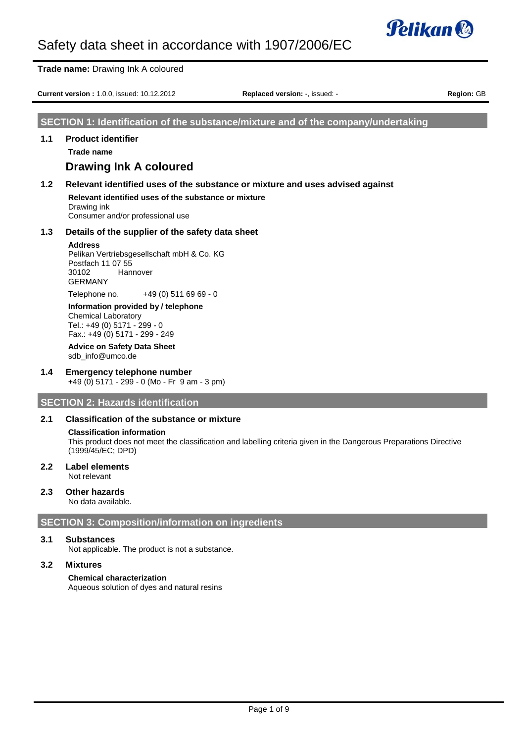# Safety data sheet in accordance with 1907/2006/EC

**Trade name:** Drawing Ink A coloured

**Current version :** 1.0.0, issued: 10.12.2012 **Replaced version:** -, issued: - **Region:** GB

## SECTION 1: Identification of the substance/mixture and of the company/undertaking

### 1.1 Product identifier

**Trade name**

**Drawing Ink A coloured**

### 1.2 Relevant identified uses of the substance or mixture and uses advised against

**Relevant identified uses of the substance or mixture**

Drawing ink
Consumer and/or professional use

### 1.3 Details of the supplier of the safety data sheet

**Address**

Pelikan Vertriebsgesellschaft mbH & Co. KG
Postfach 11 07 55
30102 Hannover
GERMANY

Telephone no. +49 (0) 511 69 69 - 0

**Information provided by / telephone**

Chemical Laboratory
Tel.: +49 (0) 5171 - 299 - 0
Fax.: +49 (0) 5171 - 299 - 249

**Advice on Safety Data Sheet**

sdb_info@umco.de

### 1.4 Emergency telephone number

+49 (0) 5171 - 299 - 0 (Mo - Fr 9 am - 3 pm)

## SECTION 2: Hazards identification

### 2.1 Classification of the substance or mixture

**Classification information**

This product does not meet the classification and labelling criteria given in the Dangerous Preparations Directive (1999/45/EC; DPD)

### 2.2 Label elements

Not relevant

### 2.3 Other hazards

No data available.

## SECTION 3: Composition/information on ingredients

### 3.1 Substances

Not applicable. The product is not a substance.

### 3.2 Mixtures

**Chemical characterization**

Aqueous solution of dyes and natural resins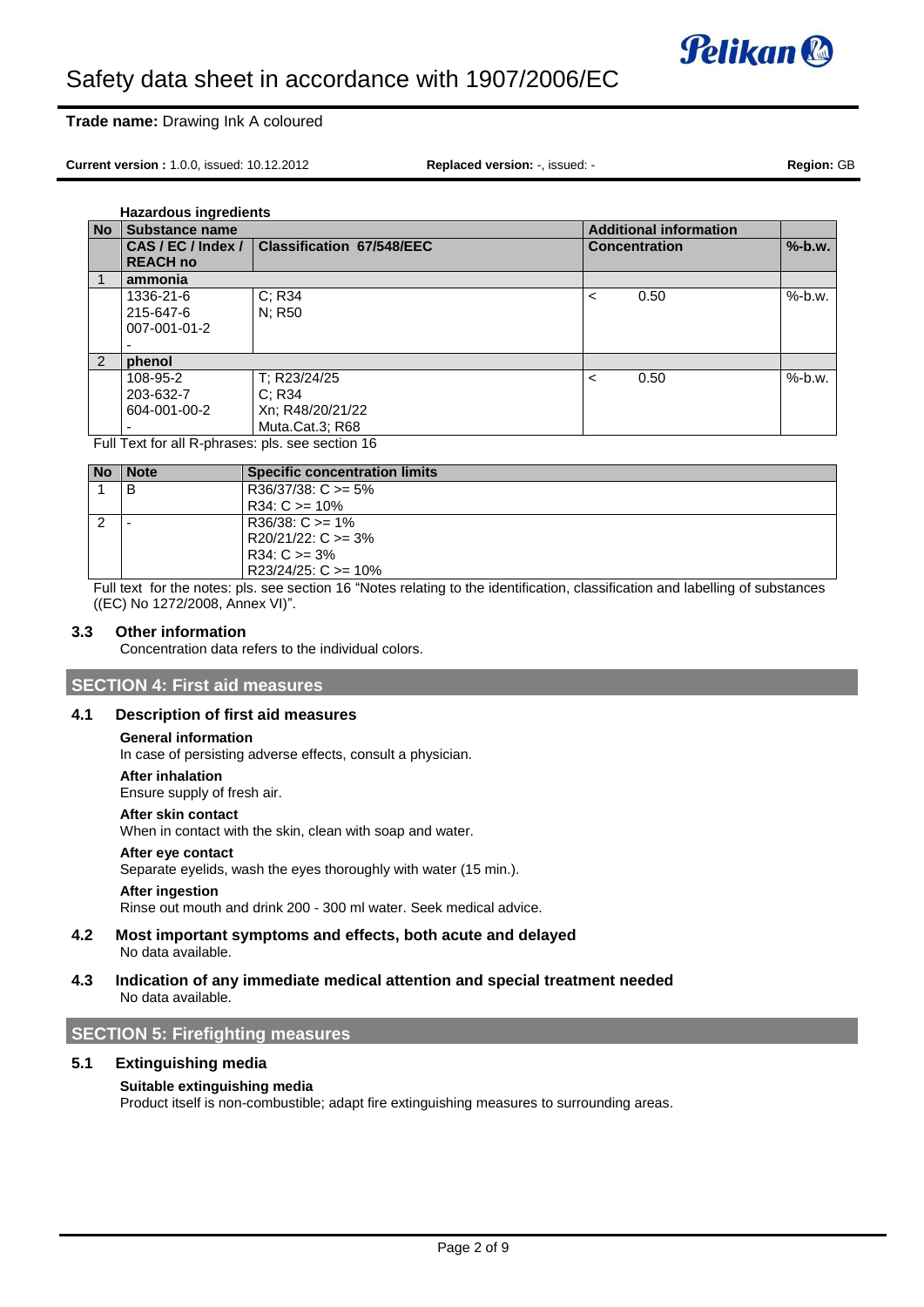**Hazardous ingredients**

| No | Substance name | | Additional information | |
|---|---|---|---|---|
| | CAS / EC / Index / REACH no | Classification 67/548/EEC | Concentration | %-b.w. |
| 1 | **ammonia** | | | |
| | 1336-21-6<br>215-647-6<br>007-001-01-2<br>- | C; R34<br>N; R50 | < 0.50 | %-b.w. |
| 2 | **phenol** | | | |
| | 108-95-2<br>203-632-7<br>604-001-00-2<br>- | T; R23/24/25<br>C; R34<br>Xn; R48/20/21/22<br>Muta.Cat.3; R68 | < 0.50 | %-b.w. |

Full Text for all R-phrases: pls. see section 16

| No | Note | Specific concentration limits |
|---|---|---|
| 1 | B | R36/37/38: C >= 5%<br>R34: C >= 10% |
| 2 | - | R36/38: C >= 1%<br>R20/21/22: C >= 3%<br>R34: C >= 3%<br>R23/24/25: C >= 10% |

Full text for the notes: pls. see section 16 "Notes relating to the identification, classification and labelling of substances ((EC) No 1272/2008, Annex VI)".

### 3.3 Other information

Concentration data refers to the individual colors.

## SECTION 4: First aid measures

### 4.1 Description of first aid measures

**General information**

In case of persisting adverse effects, consult a physician.

**After inhalation**

Ensure supply of fresh air.

**After skin contact**

When in contact with the skin, clean with soap and water.

**After eye contact**

Separate eyelids, wash the eyes thoroughly with water (15 min.).

**After ingestion**

Rinse out mouth and drink 200 - 300 ml water. Seek medical advice.

### 4.2 Most important symptoms and effects, both acute and delayed

No data available.

### 4.3 Indication of any immediate medical attention and special treatment needed

No data available.

## SECTION 5: Firefighting measures

### 5.1 Extinguishing media

**Suitable extinguishing media**

Product itself is non-combustible; adapt fire extinguishing measures to surrounding areas.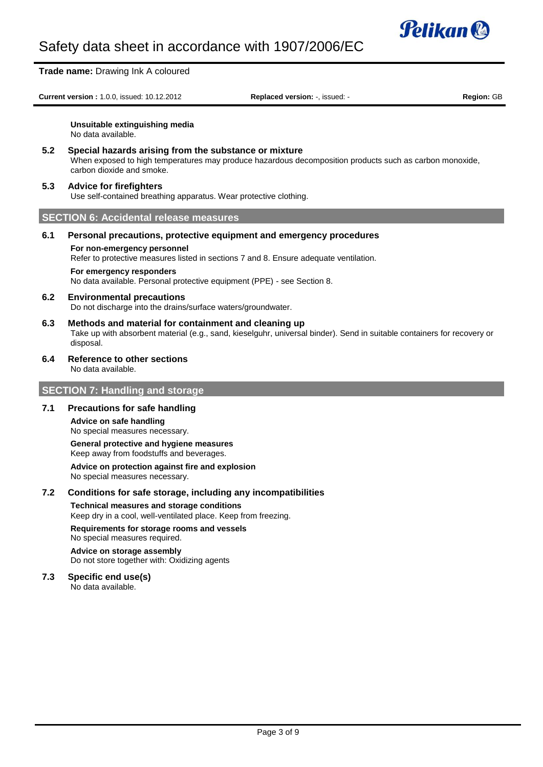**Unsuitable extinguishing media**
No data available.

### 5.2 Special hazards arising from the substance or mixture

When exposed to high temperatures may produce hazardous decomposition products such as carbon monoxide, carbon dioxide and smoke.

### 5.3 Advice for firefighters

Use self-contained breathing apparatus. Wear protective clothing.

## SECTION 6: Accidental release measures

### 6.1 Personal precautions, protective equipment and emergency procedures

**For non-emergency personnel**
Refer to protective measures listed in sections 7 and 8. Ensure adequate ventilation.

**For emergency responders**
No data available. Personal protective equipment (PPE) - see Section 8.

### 6.2 Environmental precautions

Do not discharge into the drains/surface waters/groundwater.

### 6.3 Methods and material for containment and cleaning up

Take up with absorbent material (e.g., sand, kieselguhr, universal binder). Send in suitable containers for recovery or disposal.

### 6.4 Reference to other sections

No data available.

## SECTION 7: Handling and storage

### 7.1 Precautions for safe handling

**Advice on safe handling**
No special measures necessary.

**General protective and hygiene measures**
Keep away from foodstuffs and beverages.

**Advice on protection against fire and explosion**
No special measures necessary.

### 7.2 Conditions for safe storage, including any incompatibilities

**Technical measures and storage conditions**
Keep dry in a cool, well-ventilated place. Keep from freezing.

**Requirements for storage rooms and vessels**
No special measures required.

**Advice on storage assembly**
Do not store together with: Oxidizing agents

### 7.3 Specific end use(s)

No data available.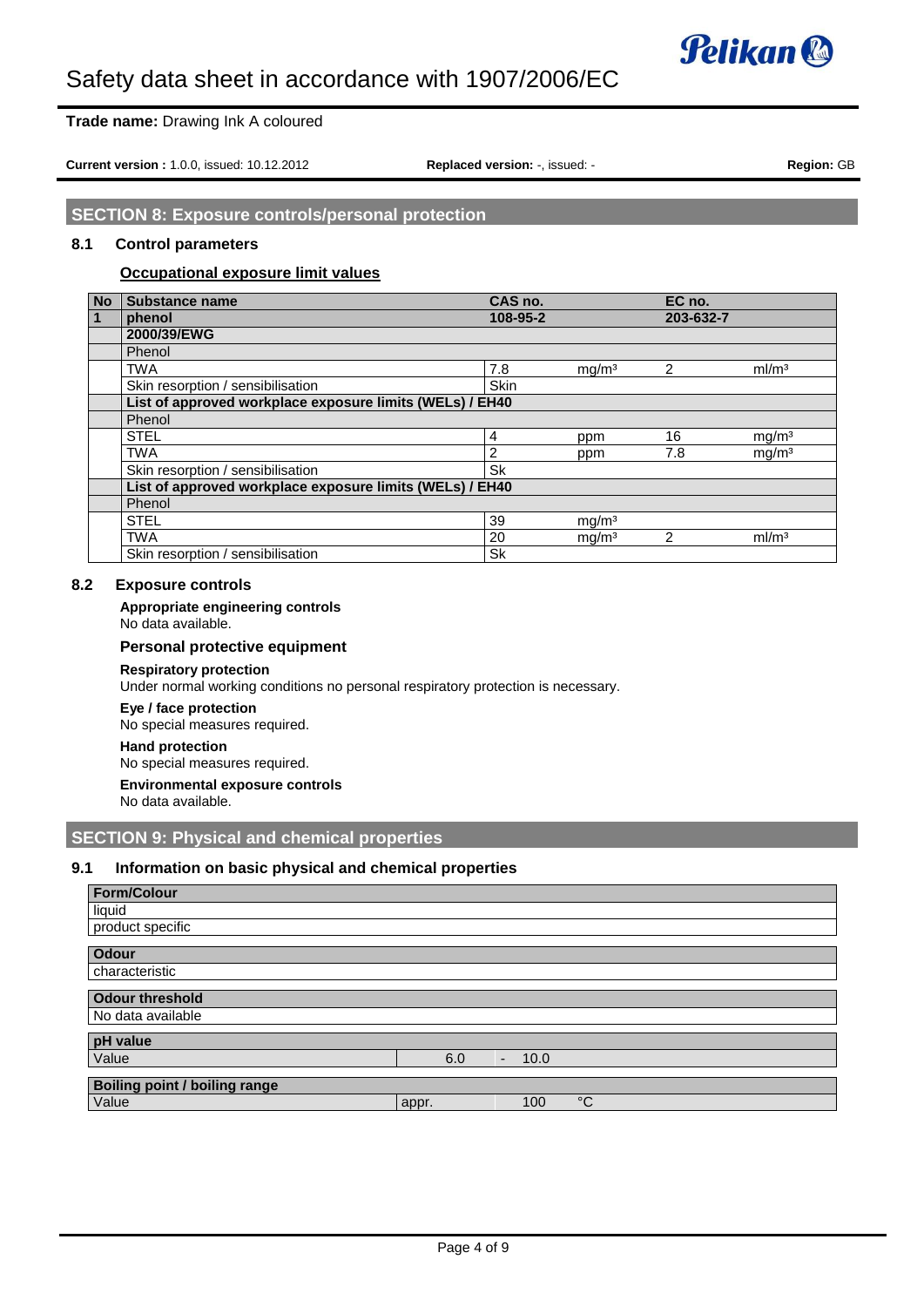## SECTION 8: Exposure controls/personal protection

### 8.1 Control parameters

**Occupational exposure limit values**

| No | Substance name | CAS no. | | EC no. | |
|---|---|---|---|---|---|
| 1 | **phenol** | **108-95-2** | | **203-632-7** | |
| | **2000/39/EWG** | | | | |
| | Phenol | | | | |
| | TWA | 7.8 | mg/m³ | 2 | ml/m³ |
| | Skin resorption / sensibilisation | Skin | | | |
| | **List of approved workplace exposure limits (WELs) / EH40** | | | | |
| | Phenol | | | | |
| | STEL | 4 | ppm | 16 | mg/m³ |
| | TWA | 2 | ppm | 7.8 | mg/m³ |
| | Skin resorption / sensibilisation | Sk | | | |
| | **List of approved workplace exposure limits (WELs) / EH40** | | | | |
| | Phenol | | | | |
| | STEL | 39 | mg/m³ | | |
| | TWA | 20 | mg/m³ | 2 | ml/m³ |
| | Skin resorption / sensibilisation | Sk | | | |

### 8.2 Exposure controls

**Appropriate engineering controls**

No data available.

**Personal protective equipment**

**Respiratory protection**

Under normal working conditions no personal respiratory protection is necessary.

**Eye / face protection**

No special measures required.

**Hand protection**

No special measures required.

**Environmental exposure controls**

No data available.

## SECTION 9: Physical and chemical properties

### 9.1 Information on basic physical and chemical properties

| **Form/Colour** |
|---|
| liquid |
| product specific |

| **Odour** |
|---|
| characteristic |

| **Odour threshold** |
|---|
| No data available |

| **pH value** | | | |
|---|---|---|---|
| Value | 6.0 | - | 10.0 |

| **Boiling point / boiling range** | | | |
|---|---|---|---|
| Value | appr. | 100 | °C |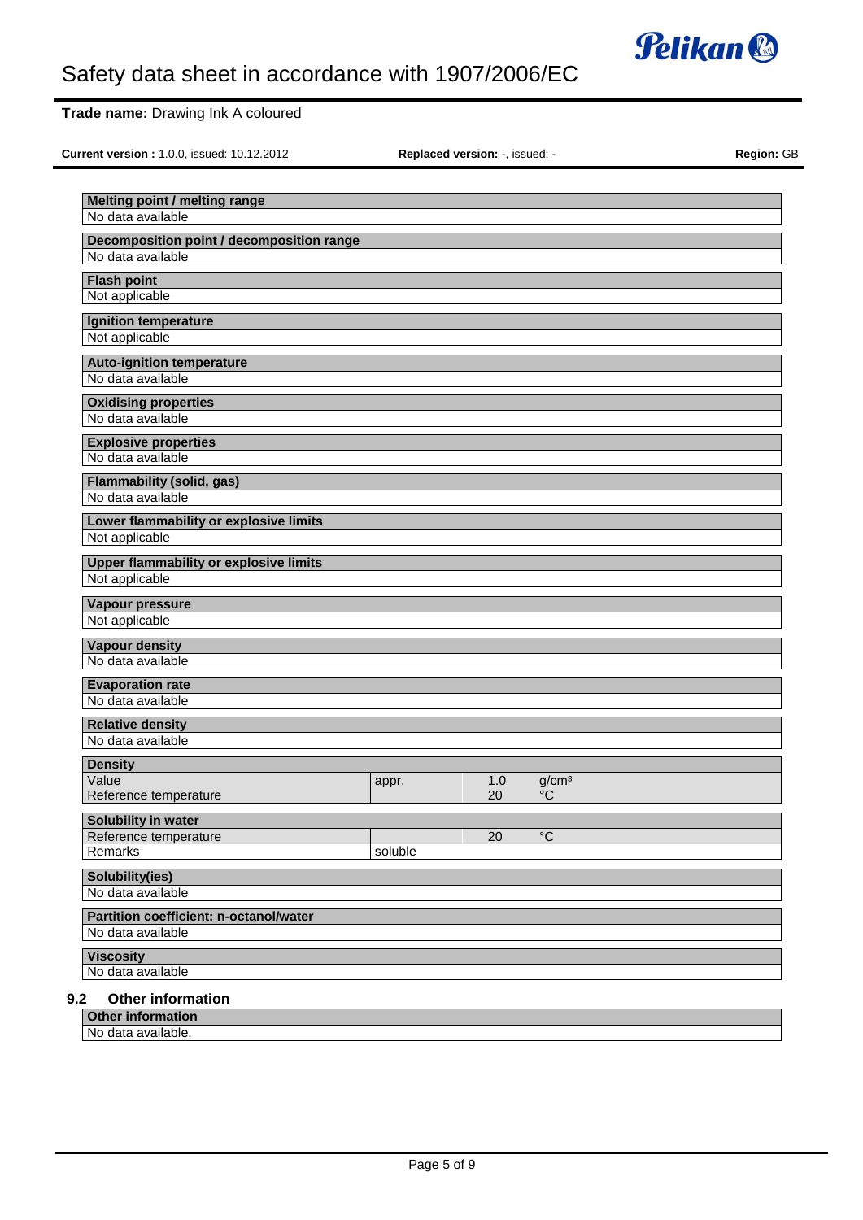**Melting point / melting range**

No data available

**Decomposition point / decomposition range**

No data available

**Flash point**

Not applicable

**Ignition temperature**

Not applicable

**Auto-ignition temperature**

No data available

**Oxidising properties**

No data available

**Explosive properties**

No data available

**Flammability (solid, gas)**

No data available

**Lower flammability or explosive limits**

Not applicable

**Upper flammability or explosive limits**

Not applicable

**Vapour pressure**

Not applicable

**Vapour density**

No data available

**Evaporation rate**

No data available

**Relative density**

No data available

| **Density** | | | |
|---|---|---|---|
| Value | appr. | 1.0 | g/cm³ |
| Reference temperature | | 20 | °C |

| **Solubility in water** | | | |
|---|---|---|---|
| Reference temperature | | 20 | °C |
| Remarks | soluble | | |

**Solubility(ies)**

No data available

**Partition coefficient: n-octanol/water**

No data available

**Viscosity**

No data available

## 9.2 Other information

**Other information**

No data available.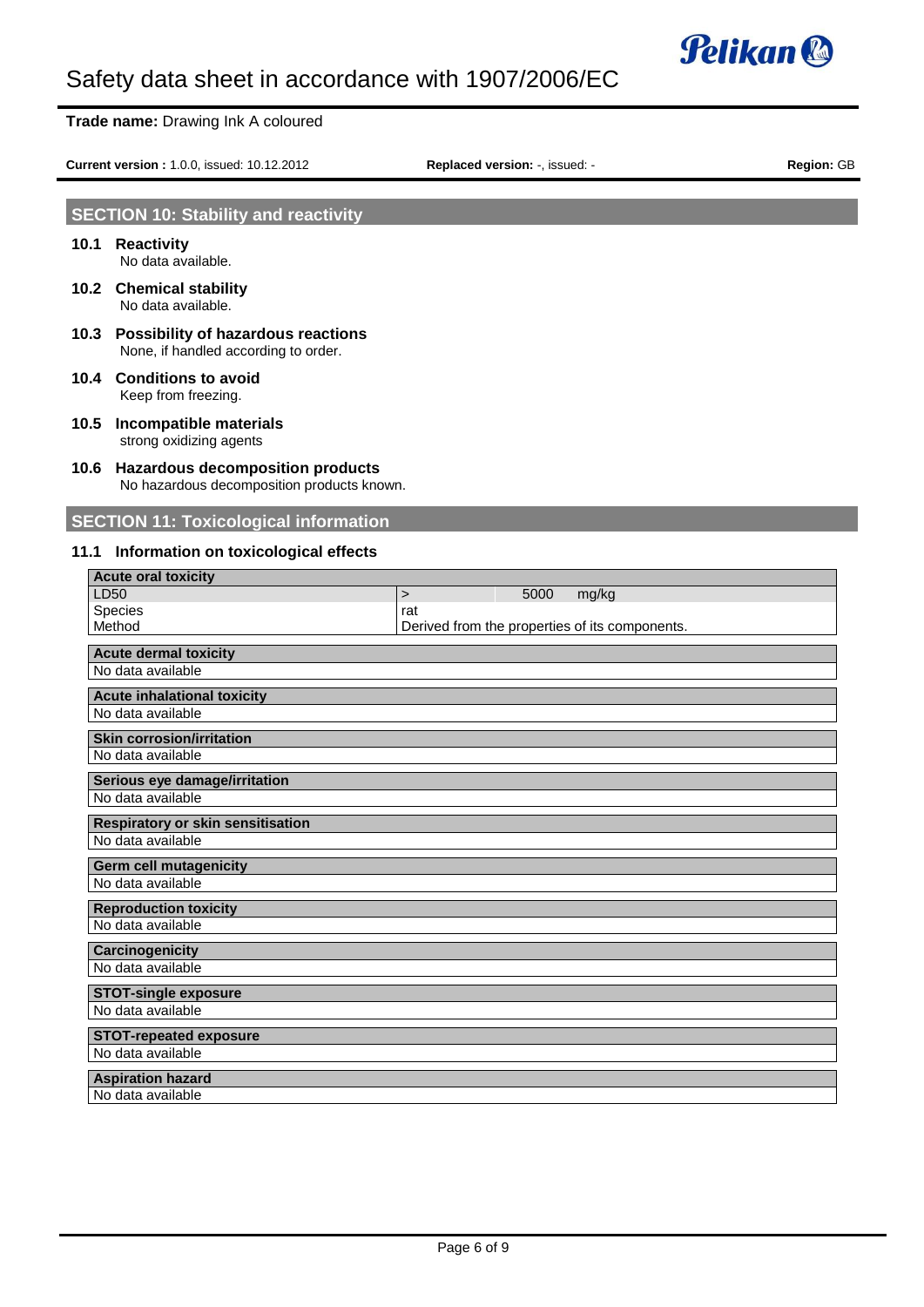## SECTION 10: Stability and reactivity

### 10.1 Reactivity

No data available.

### 10.2 Chemical stability

No data available.

### 10.3 Possibility of hazardous reactions

None, if handled according to order.

### 10.4 Conditions to avoid

Keep from freezing.

### 10.5 Incompatible materials

strong oxidizing agents

### 10.6 Hazardous decomposition products

No hazardous decomposition products known.

## SECTION 11: Toxicological information

### 11.1 Information on toxicological effects

| Acute oral toxicity | | | |
|---|---|---|---|
| LD50 | > | 5000 | mg/kg |
| Species | rat | | |
| Method | Derived from the properties of its components. | | |

| Acute dermal toxicity |
|---|
| No data available |

| Acute inhalational toxicity |
|---|
| No data available |

| Skin corrosion/irritation |
|---|
| No data available |

| Serious eye damage/irritation |
|---|
| No data available |

| Respiratory or skin sensitisation |
|---|
| No data available |

| Germ cell mutagenicity |
|---|
| No data available |

| Reproduction toxicity |
|---|
| No data available |

| Carcinogenicity |
|---|
| No data available |

| STOT-single exposure |
|---|
| No data available |

| STOT-repeated exposure |
|---|
| No data available |

| Aspiration hazard |
|---|
| No data available |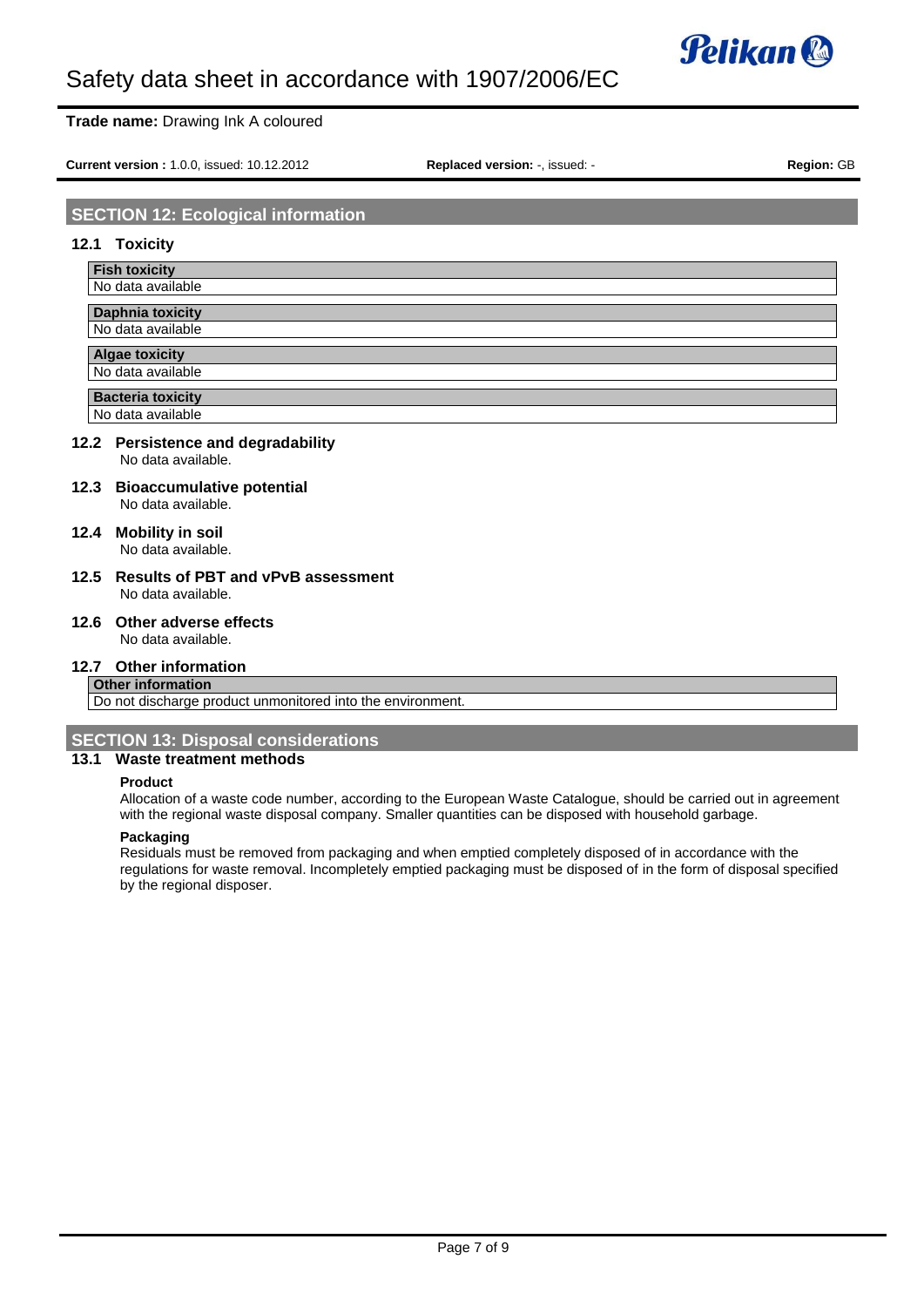## SECTION 12: Ecological information

### 12.1 Toxicity

| Fish toxicity |
| --- |
| No data available |

| Daphnia toxicity |
| --- |
| No data available |

| Algae toxicity |
| --- |
| No data available |

| Bacteria toxicity |
| --- |
| No data available |

### 12.2 Persistence and degradability

No data available.

### 12.3 Bioaccumulative potential

No data available.

### 12.4 Mobility in soil

No data available.

### 12.5 Results of PBT and vPvB assessment

No data available.

### 12.6 Other adverse effects

No data available.

### 12.7 Other information

| Other information |
| --- |
| Do not discharge product unmonitored into the environment. |

## SECTION 13: Disposal considerations

### 13.1 Waste treatment methods

**Product**

Allocation of a waste code number, according to the European Waste Catalogue, should be carried out in agreement with the regional waste disposal company. Smaller quantities can be disposed with household garbage.

**Packaging**

Residuals must be removed from packaging and when emptied completely disposed of in accordance with the regulations for waste removal. Incompletely emptied packaging must be disposed of in the form of disposal specified by the regional disposer.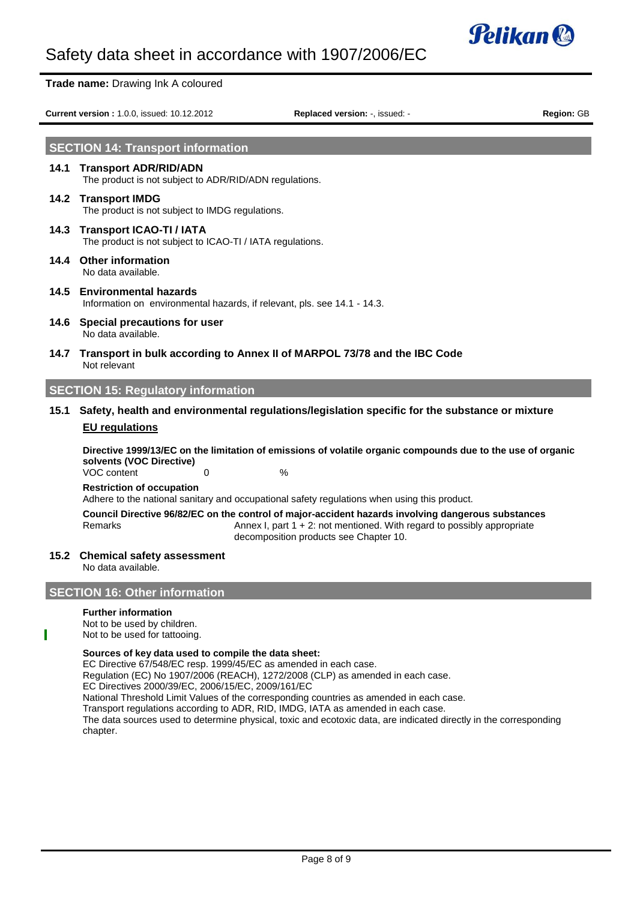## SECTION 14: Transport information

### 14.1 Transport ADR/RID/ADN

The product is not subject to ADR/RID/ADN regulations.

### 14.2 Transport IMDG

The product is not subject to IMDG regulations.

### 14.3 Transport ICAO-TI / IATA

The product is not subject to ICAO-TI / IATA regulations.

### 14.4 Other information

No data available.

### 14.5 Environmental hazards

Information on environmental hazards, if relevant, pls. see 14.1 - 14.3.

### 14.6 Special precautions for user

No data available.

### 14.7 Transport in bulk according to Annex II of MARPOL 73/78 and the IBC Code

Not relevant

## SECTION 15: Regulatory information

### 15.1 Safety, health and environmental regulations/legislation specific for the substance or mixture

**EU regulations**

**Directive 1999/13/EC on the limitation of emissions of volatile organic compounds due to the use of organic solvents (VOC Directive)**

VOC content 0 %

**Restriction of occupation**

Adhere to the national sanitary and occupational safety regulations when using this product.

**Council Directive 96/82/EC on the control of major-accident hazards involving dangerous substances**

Remarks: Annex I, part 1 + 2: not mentioned. With regard to possibly appropriate decomposition products see Chapter 10.

### 15.2 Chemical safety assessment

No data available.

## SECTION 16: Other information

**Further information**

Not to be used by children.
Not to be used for tattooing.

**Sources of key data used to compile the data sheet:**

EC Directive 67/548/EC resp. 1999/45/EC as amended in each case.
Regulation (EC) No 1907/2006 (REACH), 1272/2008 (CLP) as amended in each case.
EC Directives 2000/39/EC, 2006/15/EC, 2009/161/EC
National Threshold Limit Values of the corresponding countries as amended in each case.
Transport regulations according to ADR, RID, IMDG, IATA as amended in each case.
The data sources used to determine physical, toxic and ecotoxic data, are indicated directly in the corresponding chapter.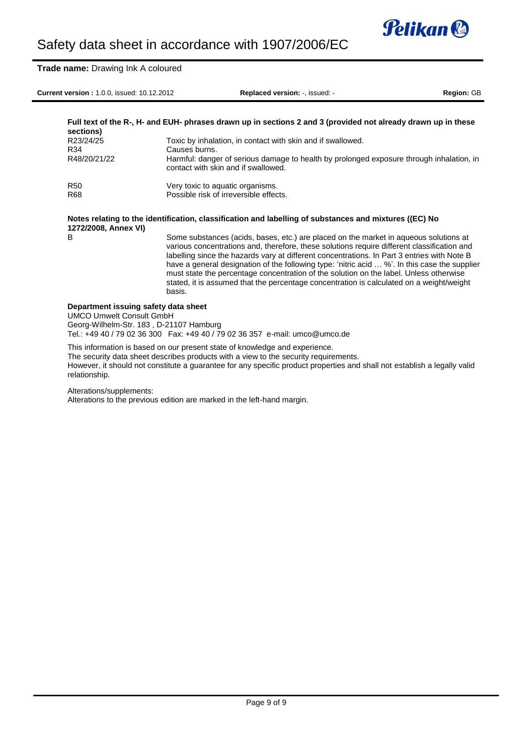**Full text of the R-, H- and EUH- phrases drawn up in sections 2 and 3 (provided not already drawn up in these sections)**

| | |
|---|---|
| R23/24/25 | Toxic by inhalation, in contact with skin and if swallowed. |
| R34 | Causes burns. |
| R48/20/21/22 | Harmful: danger of serious damage to health by prolonged exposure through inhalation, in contact with skin and if swallowed. |
| R50 | Very toxic to aquatic organisms. |
| R68 | Possible risk of irreversible effects. |

**Notes relating to the identification, classification and labelling of substances and mixtures ((EC) No 1272/2008, Annex VI)**

| | |
|---|---|
| B | Some substances (acids, bases, etc.) are placed on the market in aqueous solutions at various concentrations and, therefore, these solutions require different classification and labelling since the hazards vary at different concentrations. In Part 3 entries with Note B have a general designation of the following type: 'nitric acid … %'. In this case the supplier must state the percentage concentration of the solution on the label. Unless otherwise stated, it is assumed that the percentage concentration is calculated on a weight/weight basis. |

**Department issuing safety data sheet**

UMCO Umwelt Consult GmbH
Georg-Wilhelm-Str. 183 , D-21107 Hamburg
Tel.: +49 40 / 79 02 36 300 Fax: +49 40 / 79 02 36 357 e-mail: umco@umco.de

This information is based on our present state of knowledge and experience.
The security data sheet describes products with a view to the security requirements.
However, it should not constitute a guarantee for any specific product properties and shall not establish a legally valid relationship.

Alterations/supplements:
Alterations to the previous edition are marked in the left-hand margin.